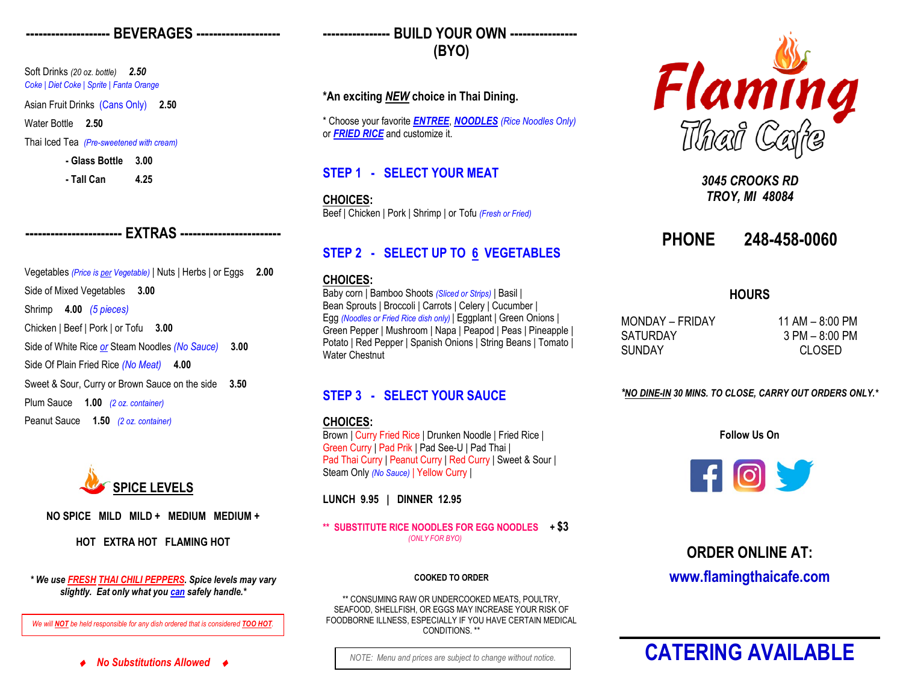## BEVERAGES

Soft Drinks *(20 oz. bottle)* **2.50**
Coke | Diet Coke | Sprite | Fanta Orange

Asian Fruit Drinks (Cans Only) **2.50**

Water Bottle **2.50**

Thai Iced Tea *(Pre-sweetened with cream)*

- **Glass Bottle 3.00**
- **Tall Can 4.25**

## EXTRAS

Vegetables *(Price is per Vegetable)* | Nuts | Herbs | or Eggs **2.00**

Side of Mixed Vegetables **3.00**

Shrimp **4.00** *(5 pieces)*

Chicken | Beef | Pork | or Tofu **3.00**

Side of White Rice or Steam Noodles *(No Sauce)* **3.00**

Side Of Plain Fried Rice *(No Meat)* **4.00**

Sweet & Sour, Curry or Brown Sauce on the side **3.50**

Plum Sauce **1.00** *(2 oz. container)*

Peanut Sauce **1.50** *(2 oz. container)*

## SPICE LEVELS

**NO SPICE MILD MILD + MEDIUM MEDIUM +**

**HOT EXTRA HOT FLAMING HOT**

***We use FRESH THAI CHILI PEPPERS. Spice levels may vary slightly. Eat only what you can safely handle.****

*We will NOT be held responsible for any dish ordered that is considered TOO HOT.*

♦ ***No Substitutions Allowed*** ♦

## BUILD YOUR OWN (BYO)

***An exciting NEW choice in Thai Dining.**

* Choose your favorite **ENTREE**, **NOODLES** *(Rice Noodles Only)* or **FRIED RICE** and customize it.

### STEP 1 - SELECT YOUR MEAT

**CHOICES:**
Beef | Chicken | Pork | Shrimp | or Tofu *(Fresh or Fried)*

### STEP 2 - SELECT UP TO 6 VEGETABLES

**CHOICES:**
Baby corn | Bamboo Shoots *(Sliced or Strips)* | Basil | Bean Sprouts | Broccoli | Carrots | Celery | Cucumber | Egg *(Noodles or Fried Rice dish only)* | Eggplant | Green Onions | Green Pepper | Mushroom | Napa | Peapod | Peas | Pineapple | Potato | Red Pepper | Spanish Onions | String Beans | Tomato | Water Chestnut

### STEP 3 - SELECT YOUR SAUCE

**CHOICES:**
Brown | Curry Fried Rice | Drunken Noodle | Fried Rice | Green Curry | Pad Prik | Pad See-U | Pad Thai | Pad Thai Curry | Peanut Curry | Red Curry | Sweet & Sour | Steam Only *(No Sauce)* | Yellow Curry |

**LUNCH 9.95 | DINNER 12.95**

**** SUBSTITUTE RICE NOODLES FOR EGG NOODLES + $3**
*(ONLY FOR BYO)*

**COOKED TO ORDER**

** CONSUMING RAW OR UNDERCOOKED MEATS, POULTRY, SEAFOOD, SHELLFISH, OR EGGS MAY INCREASE YOUR RISK OF FOODBORNE ILLNESS, ESPECIALLY IF YOU HAVE CERTAIN MEDICAL CONDITIONS. **

*NOTE: Menu and prices are subject to change without notice.*

# Flaming Thai Cafe

***3045 CROOKS RD***
***TROY, MI 48084***

**PHONE 248-458-0060**

### HOURS

| | |
|---|---|
| MONDAY – FRIDAY | 11 AM – 8:00 PM |
| SATURDAY | 3 PM – 8:00 PM |
| SUNDAY | CLOSED |

***NO DINE-IN 30 MINS. TO CLOSE, CARRY OUT ORDERS ONLY.****

**Follow Us On**

**ORDER ONLINE AT:**
**www.flamingthaicafe.com**

# CATERING AVAILABLE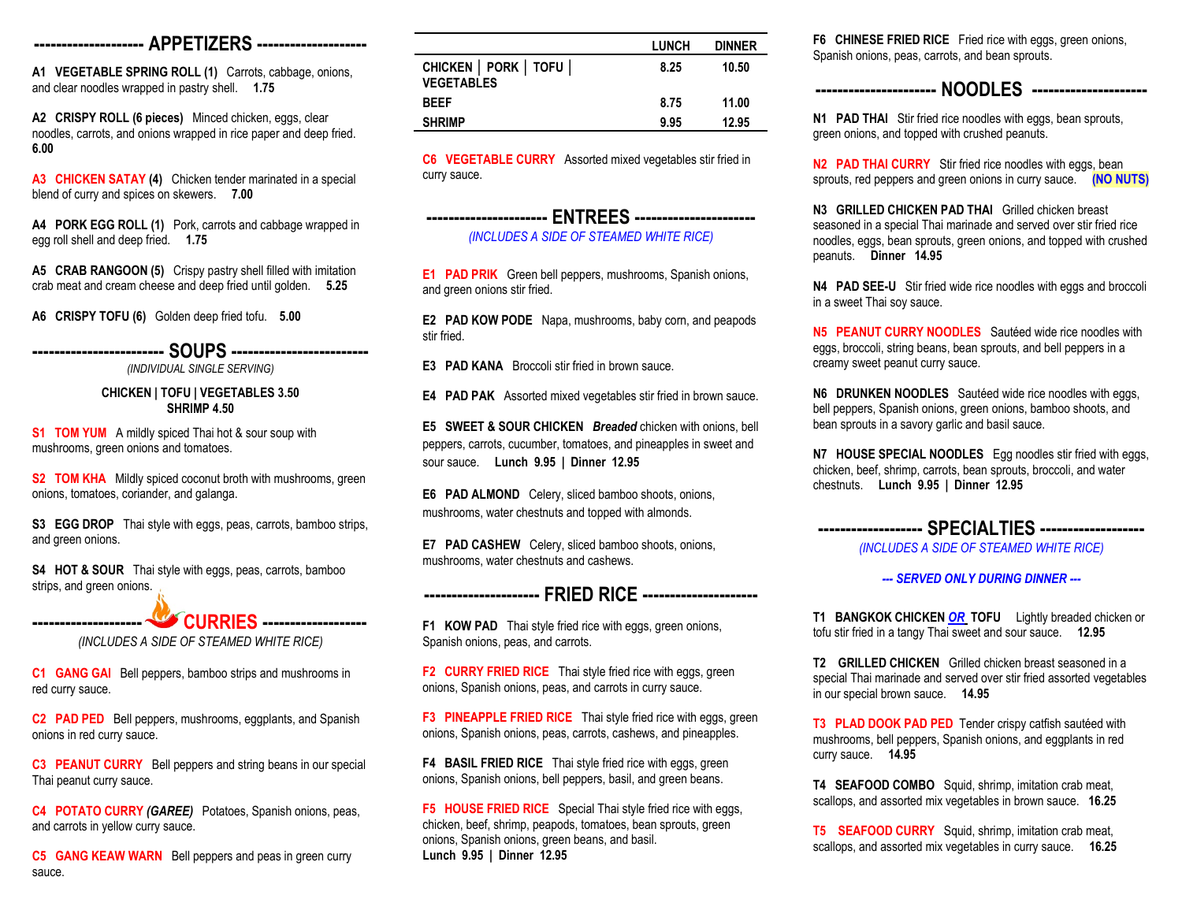## APPETIZERS

**A1 VEGETABLE SPRING ROLL (1)** Carrots, cabbage, onions, and clear noodles wrapped in pastry shell. **1.75**

**A2 CRISPY ROLL (6 pieces)** Minced chicken, eggs, clear noodles, carrots, and onions wrapped in rice paper and deep fried. **6.00**

**A3 CHICKEN SATAY (4)** Chicken tender marinated in a special blend of curry and spices on skewers. **7.00**

**A4 PORK EGG ROLL (1)** Pork, carrots and cabbage wrapped in egg roll shell and deep fried. **1.75**

**A5 CRAB RANGOON (5)** Crispy pastry shell filled with imitation crab meat and cream cheese and deep fried until golden. **5.25**

**A6 CRISPY TOFU (6)** Golden deep fried tofu. **5.00**

## SOUPS

*(INDIVIDUAL SINGLE SERVING)*

**CHICKEN | TOFU | VEGETABLES 3.50**
**SHRIMP 4.50**

**S1 TOM YUM** A mildly spiced Thai hot & sour soup with mushrooms, green onions and tomatoes.

**S2 TOM KHA** Mildly spiced coconut broth with mushrooms, green onions, tomatoes, coriander, and galanga.

**S3 EGG DROP** Thai style with eggs, peas, carrots, bamboo strips, and green onions.

**S4 HOT & SOUR** Thai style with eggs, peas, carrots, bamboo strips, and green onions.

## CURRIES

*(INCLUDES A SIDE OF STEAMED WHITE RICE)*

**C1 GANG GAI** Bell peppers, bamboo strips and mushrooms in red curry sauce.

**C2 PAD PED** Bell peppers, mushrooms, eggplants, and Spanish onions in red curry sauce.

**C3 PEANUT CURRY** Bell peppers and string beans in our special Thai peanut curry sauce.

**C4 POTATO CURRY *(GAREE)*** Potatoes, Spanish onions, peas, and carrots in yellow curry sauce.

**C5 GANG KEAW WARN** Bell peppers and peas in green curry sauce.

| | LUNCH | DINNER |
|---|---|---|
| CHICKEN \| PORK \| TOFU \| VEGETABLES | 8.25 | 10.50 |
| BEEF | 8.75 | 11.00 |
| SHRIMP | 9.95 | 12.95 |

**C6 VEGETABLE CURRY** Assorted mixed vegetables stir fried in curry sauce.

## ENTREES

*(INCLUDES A SIDE OF STEAMED WHITE RICE)*

**E1 PAD PRIK** Green bell peppers, mushrooms, Spanish onions, and green onions stir fried.

**E2 PAD KOW PODE** Napa, mushrooms, baby corn, and peapods stir fried.

**E3 PAD KANA** Broccoli stir fried in brown sauce.

**E4 PAD PAK** Assorted mixed vegetables stir fried in brown sauce.

**E5 SWEET & SOUR CHICKEN** ***Breaded*** chicken with onions, bell peppers, carrots, cucumber, tomatoes, and pineapples in sweet and sour sauce. **Lunch 9.95 | Dinner 12.95**

**E6 PAD ALMOND** Celery, sliced bamboo shoots, onions, mushrooms, water chestnuts and topped with almonds.

**E7 PAD CASHEW** Celery, sliced bamboo shoots, onions, mushrooms, water chestnuts and cashews.

## FRIED RICE

**F1 KOW PAD** Thai style fried rice with eggs, green onions, Spanish onions, peas, and carrots.

**F2 CURRY FRIED RICE** Thai style fried rice with eggs, green onions, Spanish onions, peas, and carrots in curry sauce.

**F3 PINEAPPLE FRIED RICE** Thai style fried rice with eggs, green onions, Spanish onions, peas, carrots, cashews, and pineapples.

**F4 BASIL FRIED RICE** Thai style fried rice with eggs, green onions, Spanish onions, bell peppers, basil, and green beans.

**F5 HOUSE FRIED RICE** Special Thai style fried rice with eggs, chicken, beef, shrimp, peapods, tomatoes, bean sprouts, green onions, Spanish onions, green beans, and basil.
**Lunch 9.95 | Dinner 12.95**

**F6 CHINESE FRIED RICE** Fried rice with eggs, green onions, Spanish onions, peas, carrots, and bean sprouts.

## NOODLES

**N1 PAD THAI** Stir fried rice noodles with eggs, bean sprouts, green onions, and topped with crushed peanuts.

**N2 PAD THAI CURRY** Stir fried rice noodles with eggs, bean sprouts, red peppers and green onions in curry sauce. **(NO NUTS)**

**N3 GRILLED CHICKEN PAD THAI** Grilled chicken breast seasoned in a special Thai marinade and served over stir fried rice noodles, eggs, bean sprouts, green onions, and topped with crushed peanuts. **Dinner 14.95**

**N4 PAD SEE-U** Stir fried wide rice noodles with eggs and broccoli in a sweet Thai soy sauce.

**N5 PEANUT CURRY NOODLES** Sautéed wide rice noodles with eggs, broccoli, string beans, bean sprouts, and bell peppers in a creamy sweet peanut curry sauce.

**N6 DRUNKEN NOODLES** Sautéed wide rice noodles with eggs, bell peppers, Spanish onions, green onions, bamboo shoots, and bean sprouts in a savory garlic and basil sauce.

**N7 HOUSE SPECIAL NOODLES** Egg noodles stir fried with eggs, chicken, beef, shrimp, carrots, bean sprouts, broccoli, and water chestnuts. **Lunch 9.95 | Dinner 12.95**

## SPECIALTIES

*(INCLUDES A SIDE OF STEAMED WHITE RICE)*

***--- SERVED ONLY DURING DINNER ---***

**T1 BANGKOK CHICKEN *OR* TOFU** Lightly breaded chicken or tofu stir fried in a tangy Thai sweet and sour sauce. **12.95**

**T2 GRILLED CHICKEN** Grilled chicken breast seasoned in a special Thai marinade and served over stir fried assorted vegetables in our special brown sauce. **14.95**

**T3 PLAD DOOK PAD PED** Tender crispy catfish sautéed with mushrooms, bell peppers, Spanish onions, and eggplants in red curry sauce. **14.95**

**T4 SEAFOOD COMBO** Squid, shrimp, imitation crab meat, scallops, and assorted mix vegetables in brown sauce. **16.25**

**T5 SEAFOOD CURRY** Squid, shrimp, imitation crab meat, scallops, and assorted mix vegetables in curry sauce. **16.25**